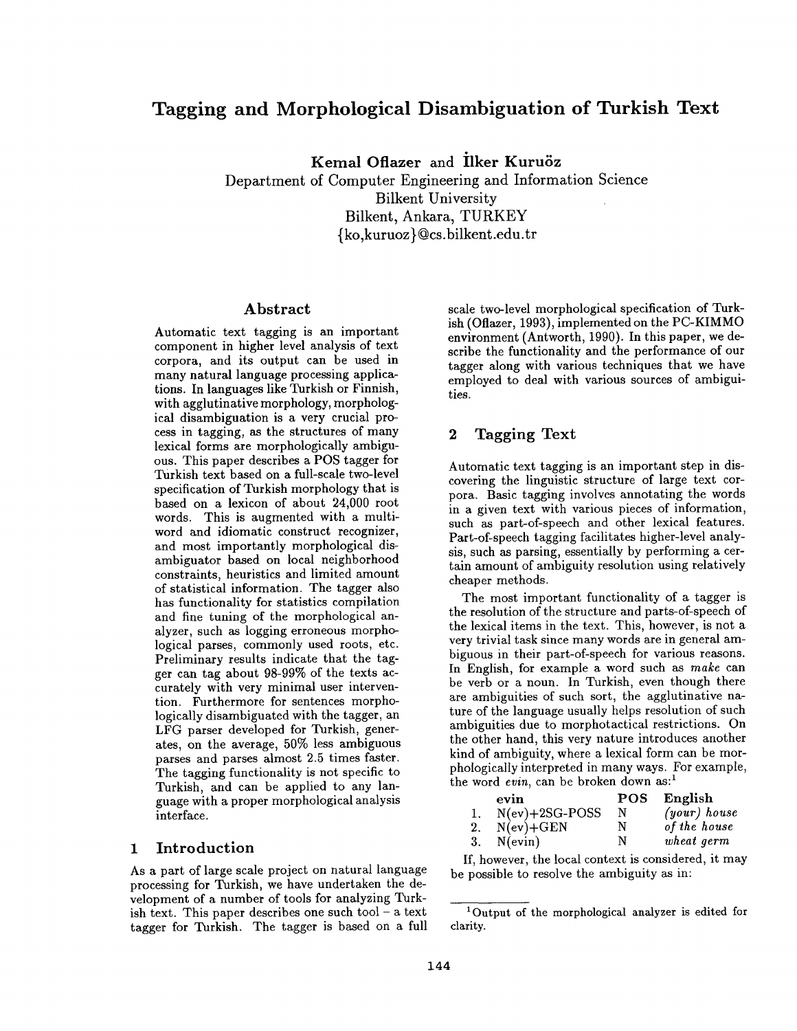# Tagging and Morphological Disambiguation of Turkish Text

**Kemal Oflazer** and **İlker Kuruöz**

Department of Computer Engineering and Information Science
Bilkent University
Bilkent, Ankara, TURKEY
{ko,kuruoz}@cs.bilkent.edu.tr

## Abstract

Automatic text tagging is an important component in higher level analysis of text corpora, and its output can be used in many natural language processing applications. In languages like Turkish or Finnish, with agglutinative morphology, morphological disambiguation is a very crucial process in tagging, as the structures of many lexical forms are morphologically ambiguous. This paper describes a POS tagger for Turkish text based on a full-scale two-level specification of Turkish morphology that is based on a lexicon of about 24,000 root words. This is augmented with a multi-word and idiomatic construct recognizer, and most importantly morphological disambiguator based on local neighborhood constraints, heuristics and limited amount of statistical information. The tagger also has functionality for statistics compilation and fine tuning of the morphological analyzer, such as logging erroneous morphological parses, commonly used roots, etc. Preliminary results indicate that the tagger can tag about 98-99% of the texts accurately with very minimal user intervention. Furthermore for sentences morphologically disambiguated with the tagger, an LFG parser developed for Turkish, generates, on the average, 50% less ambiguous parses and parses almost 2.5 times faster. The tagging functionality is not specific to Turkish, and can be applied to any language with a proper morphological analysis interface.

## 1 Introduction

As a part of large scale project on natural language processing for Turkish, we have undertaken the development of a number of tools for analyzing Turkish text. This paper describes one such tool – a text tagger for Turkish. The tagger is based on a full scale two-level morphological specification of Turkish (Oflazer, 1993), implemented on the PC-KIMMO environment (Antworth, 1990). In this paper, we describe the functionality and the performance of our tagger along with various techniques that we have employed to deal with various sources of ambiguities.

## 2 Tagging Text

Automatic text tagging is an important step in discovering the linguistic structure of large text corpora. Basic tagging involves annotating the words in a given text with various pieces of information, such as part-of-speech and other lexical features. Part-of-speech tagging facilitates higher-level analysis, such as parsing, essentially by performing a certain amount of ambiguity resolution using relatively cheaper methods.

The most important functionality of a tagger is the resolution of the structure and parts-of-speech of the lexical items in the text. This, however, is not a very trivial task since many words are in general ambiguous in their part-of-speech for various reasons. In English, for example a word such as *make* can be verb or a noun. In Turkish, even though there are ambiguities of such sort, the agglutinative nature of the language usually helps resolution of such ambiguities due to morphotactical restrictions. On the other hand, this very nature introduces another kind of ambiguity, where a lexical form can be morphologically interpreted in many ways. For example, the word *evin*, can be broken down as:[1]

| | evin | POS | English |
|---|---|---|---|
| 1. | N(ev)+2SG-POSS | N | *(your) house* |
| 2. | N(ev)+GEN | N | *of the house* |
| 3. | N(evin) | N | *wheat germ* |

If, however, the local context is considered, it may be possible to resolve the ambiguity as in:

[1] Output of the morphological analyzer is edited for clarity.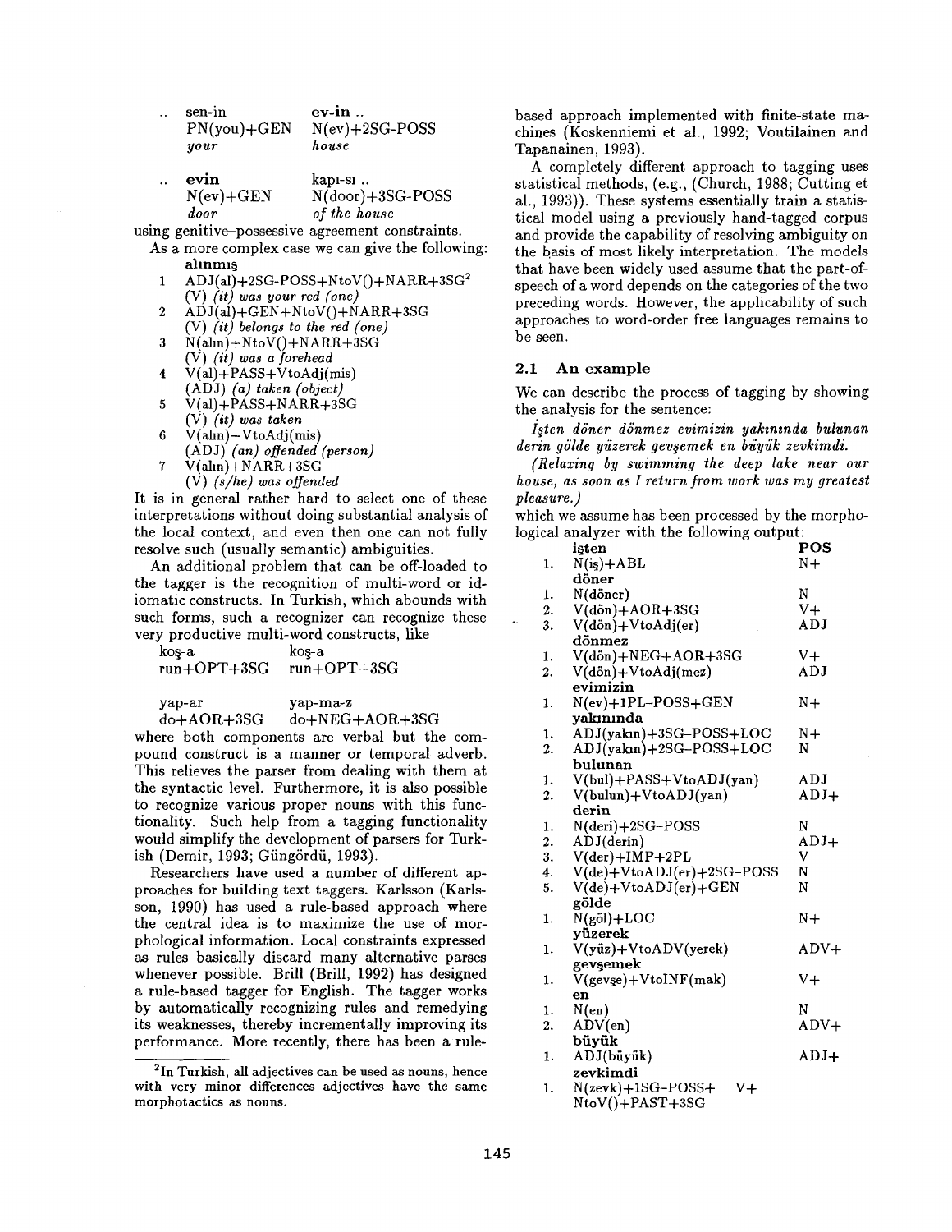| .. sen-in | ev-in .. |
|---|---|
| PN(you)+GEN | N(ev)+2SG-POSS |
| *your* | *house* |

| .. **evin** | kapı-sı .. |
|---|---|
| N(ev)+GEN | N(door)+3SG-POSS |
| *door* | *of the house* |

using genitive–possessive agreement constraints.

As a more complex case we can give the following:

**alınmış**

1. ADJ(al)+2SG-POSS+NtoV()+NARR+3SG[2]
   (V) *(it) was your red (one)*
2. ADJ(al)+GEN+NtoV()+NARR+3SG
   (V) *(it) belongs to the red (one)*
3. N(alın)+NtoV()+NARR+3SG
   (V) *(it) was a forehead*
4. V(al)+PASS+VtoAdj(mis)
   (ADJ) *(a) taken (object)*
5. V(al)+PASS+NARR+3SG
   (V) *(it) was taken*
6. V(alın)+VtoAdj(mis)
   (ADJ) *(an) offended (person)*
7. V(alın)+NARR+3SG
   (V) *(s/he) was offended*

It is in general rather hard to select one of these interpretations without doing substantial analysis of the local context, and even then one can not fully resolve such (usually semantic) ambiguities.

An additional problem that can be off-loaded to the tagger is the recognition of multi-word or idiomatic constructs. In Turkish, which abounds with such forms, such a recognizer can recognize these very productive multi-word constructs, like

| koş-a | koş-a |
|---|---|
| run+OPT+3SG | run+OPT+3SG |

| yap-ar | yap-ma-z |
|---|---|
| do+AOR+3SG | do+NEG+AOR+3SG |

where both components are verbal but the compound construct is a manner or temporal adverb. This relieves the parser from dealing with them at the syntactic level. Furthermore, it is also possible to recognize various proper nouns with this functionality. Such help from a tagging functionality would simplify the development of parsers for Turkish (Demir, 1993; Güngördü, 1993).

Researchers have used a number of different approaches for building text taggers. Karlsson (Karlsson, 1990) has used a rule-based approach where the central idea is to maximize the use of morphological information. Local constraints expressed as rules basically discard many alternative parses whenever possible. Brill (Brill, 1992) has designed a rule-based tagger for English. The tagger works by automatically recognizing rules and remedying its weaknesses, thereby incrementally improving its performance. More recently, there has been a rule-based approach implemented with finite-state machines (Koskenniemi et al., 1992; Voutilainen and Tapanainen, 1993).

A completely different approach to tagging uses statistical methods, (e.g., (Church, 1988; Cutting et al., 1993)). These systems essentially train a statistical model using a previously hand-tagged corpus and provide the capability of resolving ambiguity on the basis of most likely interpretation. The models that have been widely used assume that the part-of-speech of a word depends on the categories of the two preceding words. However, the applicability of such approaches to word-order free languages remains to be seen.

### 2.1 An example

We can describe the process of tagging by showing the analysis for the sentence:

*İşten döner dönmez evimizin yakınında bulunan derin gölde yüzerek gevşemek en büyük zevkimdi.*

*(Relaxing by swimming the deep lake near our house, as soon as I return from work was my greatest pleasure.)*

which we assume has been processed by the morphological analyzer with the following output:

| | | POS |
|---|---|---|
| | **işten** | |
| 1. | N(iş)+ABL | N+ |
| | **döner** | |
| 1. | N(döner) | N |
| 2. | V(dön)+AOR+3SG | V+ |
| 3. | V(dön)+VtoAdj(er) | ADJ |
| | **dönmez** | |
| 1. | V(dön)+NEG+AOR+3SG | V+ |
| 2. | V(dön)+VtoAdj(mez) | ADJ |
| | **evimizin** | |
| 1. | N(ev)+1PL-POSS+GEN | N+ |
| | **yakınında** | |
| 1. | ADJ(yakın)+3SG-POSS+LOC | N+ |
| 2. | ADJ(yakın)+2SG-POSS+LOC | N |
| | **bulunan** | |
| 1. | V(bul)+PASS+VtoADJ(yan) | ADJ |
| 2. | V(bulun)+VtoADJ(yan) | ADJ+ |
| | **derin** | |
| 1. | N(deri)+2SG-POSS | N |
| 2. | ADJ(derin) | ADJ+ |
| 3. | V(der)+IMP+2PL | V |
| 4. | V(de)+VtoADJ(er)+2SG-POSS | N |
| 5. | V(de)+VtoADJ(er)+GEN | N |
| | **gölde** | |
| 1. | N(göl)+LOC | N+ |
| | **yüzerek** | |
| 1. | V(yüz)+VtoADV(yerek) | ADV+ |
| | **gevşemek** | |
| 1. | V(gevşe)+VtoINF(mak) | V+ |
| | **en** | |
| 1. | N(en) | N |
| 2. | ADV(en) | ADV+ |
| | **büyük** | |
| 1. | ADJ(büyük) | ADJ+ |
| | **zevkimdi** | |
| 1. | N(zevk)+1SG-POSS+NtoV()+PAST+3SG | V+ |

[2] In Turkish, all adjectives can be used as nouns, hence with very minor differences adjectives have the same morphotactics as nouns.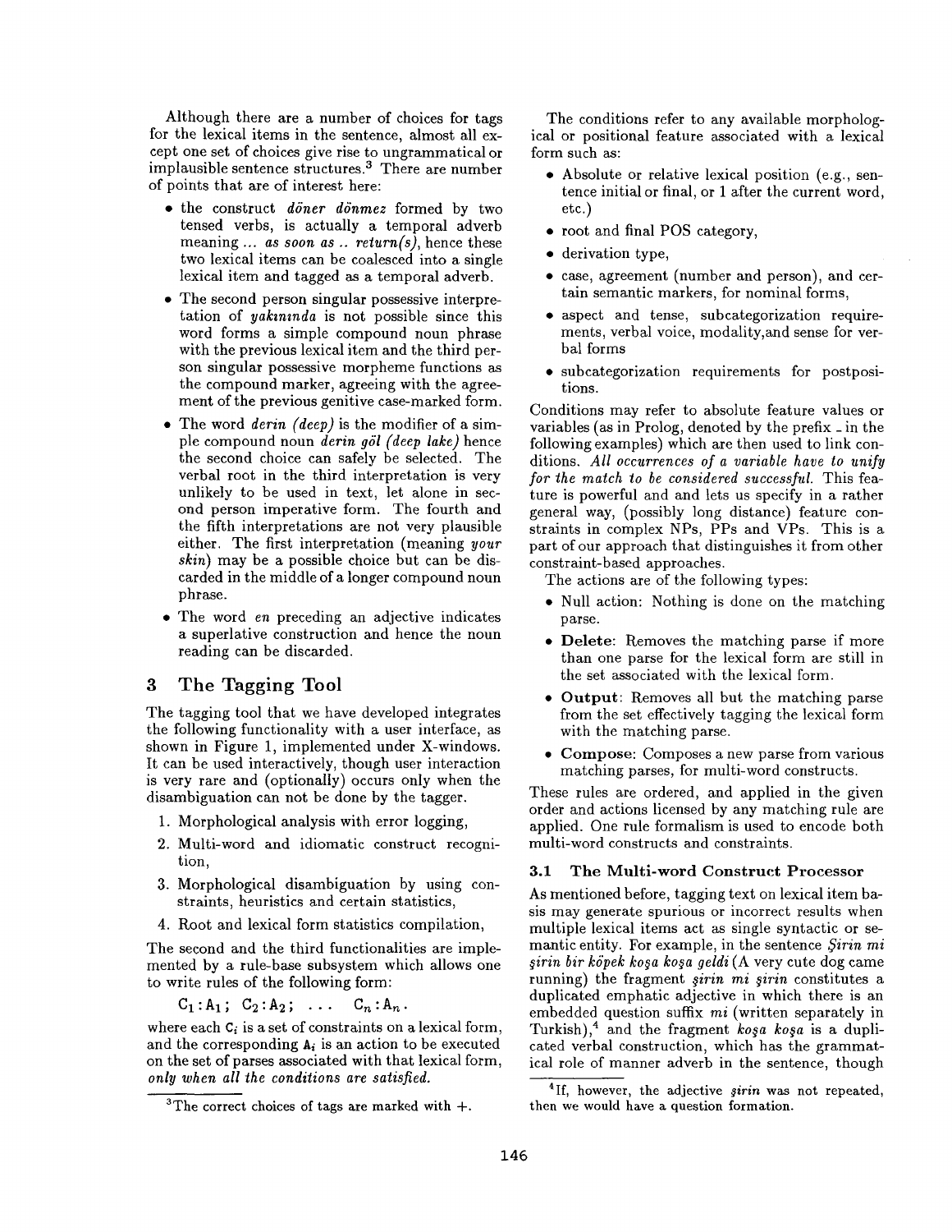Although there are a number of choices for tags for the lexical items in the sentence, almost all except one set of choices give rise to ungrammatical or implausible sentence structures.[3] There are number of points that are of interest here:

- the construct *döner dönmez* formed by two tensed verbs, is actually a temporal adverb meaning *... as soon as .. return(s)*, hence these two lexical items can be coalesced into a single lexical item and tagged as a temporal adverb.
- The second person singular possessive interpretation of *yakınında* is not possible since this word forms a simple compound noun phrase with the previous lexical item and the third person singular possessive morpheme functions as the compound marker, agreeing with the agreement of the previous genitive case-marked form.
- The word *derin (deep)* is the modifier of a simple compound noun *derin göl (deep lake)* hence the second choice can safely be selected. The verbal root in the third interpretation is very unlikely to be used in text, let alone in second person imperative form. The fourth and the fifth interpretations are not very plausible either. The first interpretation (meaning *your skin*) may be a possible choice but can be discarded in the middle of a longer compound noun phrase.
- The word *en* preceding an adjective indicates a superlative construction and hence the noun reading can be discarded.

## 3 The Tagging Tool

The tagging tool that we have developed integrates the following functionality with a user interface, as shown in Figure 1, implemented under X-windows. It can be used interactively, though user interaction is very rare and (optionally) occurs only when the disambiguation can not be done by the tagger.

1. Morphological analysis with error logging,
2. Multi-word and idiomatic construct recognition,
3. Morphological disambiguation by using constraints, heuristics and certain statistics,
4. Root and lexical form statistics compilation,

The second and the third functionalities are implemented by a rule-base subsystem which allows one to write rules of the following form:

$$C_1 : A_1 ; \; C_2 : A_2 ; \; \ldots \; C_n : A_n .$$

where each $C_i$ is a set of constraints on a lexical form, and the corresponding $A_i$ is an action to be executed on the set of parses associated with that lexical form, *only when all the conditions are satisfied.*

The conditions refer to any available morphological or positional feature associated with a lexical form such as:

- Absolute or relative lexical position (e.g., sentence initial or final, or 1 after the current word, etc.)
- root and final POS category,
- derivation type,
- case, agreement (number and person), and certain semantic markers, for nominal forms,
- aspect and tense, subcategorization requirements, verbal voice, modality,and sense for verbal forms
- subcategorization requirements for postpositions.

Conditions may refer to absolute feature values or variables (as in Prolog, denoted by the prefix _ in the following examples) which are then used to link conditions. *All occurrences of a variable have to unify for the match to be considered successful.* This feature is powerful and and lets us specify in a rather general way, (possibly long distance) feature constraints in complex NPs, PPs and VPs. This is a part of our approach that distinguishes it from other constraint-based approaches.

The actions are of the following types:

- Null action: Nothing is done on the matching parse.
- **Delete**: Removes the matching parse if more than one parse for the lexical form are still in the set associated with the lexical form.
- **Output**: Removes all but the matching parse from the set effectively tagging the lexical form with the matching parse.
- **Compose**: Composes a new parse from various matching parses, for multi-word constructs.

These rules are ordered, and applied in the given order and actions licensed by any matching rule are applied. One rule formalism is used to encode both multi-word constructs and constraints.

### 3.1 The Multi-word Construct Processor

As mentioned before, tagging text on lexical item basis may generate spurious or incorrect results when multiple lexical items act as single syntactic or semantic entity. For example, in the sentence *Şirin mi şirin bir köpek koşa koşa geldi* (A very cute dog came running) the fragment *şirin mi şirin* constitutes a duplicated emphatic adjective in which there is an embedded question suffix *mi* (written separately in Turkish),[4] and the fragment *koşa koşa* is a duplicated verbal construction, which has the grammatical role of manner adverb in the sentence, though

[3] The correct choices of tags are marked with +.

[4] If, however, the adjective *şirin* was not repeated, then we would have a question formation.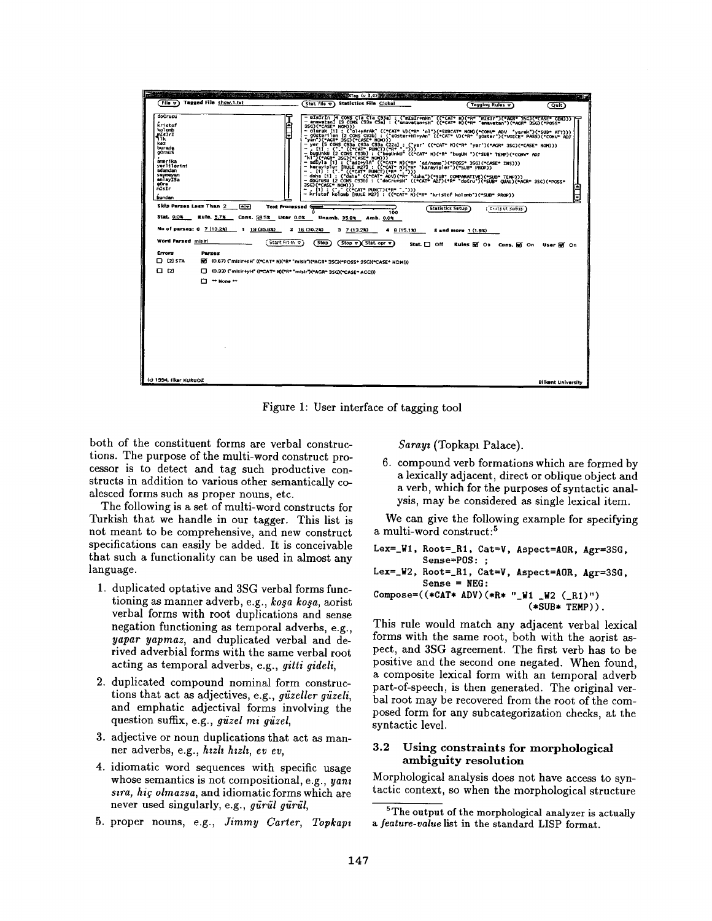Figure 1: User interface of tagging tool

both of the constituent forms are verbal constructions. The purpose of the multi-word construct processor is to detect and tag such productive constructs in addition to various other semantically coalesced forms such as proper nouns, etc.

The following is a set of multi-word constructs for Turkish that we handle in our tagger. This list is not meant to be comprehensive, and new construct specifications can easily be added. It is conceivable that such a functionality can be used in almost any language.

1. duplicated optative and 3SG verbal forms functioning as manner adverb, e.g., *koşa koşa*, aorist verbal forms with root duplications and sense negation functioning as temporal adverbs, e.g., *yapar yapmaz*, and duplicated verbal and derived adverbial forms with the same verbal root acting as temporal adverbs, e.g., *gitti gideli*,
2. duplicated compound nominal form constructions that act as adjectives, e.g., *güzeller güzeli*, and emphatic adjectival forms involving the question suffix, e.g., *güzel mi güzel*,
3. adjective or noun duplications that act as manner adverbs, e.g., *hızlı hızlı*, *ev ev*,
4. idiomatic word sequences with specific usage whose semantics is not compositional, e.g., *yanı sıra*, *hiç olmazsa*, and idiomatic forms which are never used singularly, e.g., *gürül gürül*,
5. proper nouns, e.g., *Jimmy Carter*, *Topkapı Sarayı* (Topkapı Palace).
6. compound verb formations which are formed by a lexically adjacent, direct or oblique object and a verb, which for the purposes of syntactic analysis, may be considered as single lexical item.

We can give the following example for specifying a multi-word construct:[5]

```
Lex=_W1, Root=_R1, Cat=V, Aspect=AOR, Agr=3SG,
        Sense=POS: ;
Lex=_W2, Root=_R1, Cat=V, Aspect=AOR, Agr=3SG,
        Sense = NEG:
Compose=((*CAT* ADV)(*R* "_W1 _W2 (_R1)")
                           (*SUB* TEMP)).
```

This rule would match any adjacent verbal lexical forms with the same root, both with the aorist aspect, and 3SG agreement. The first verb has to be positive and the second one negated. When found, a composite lexical form with an temporal adverb part-of-speech, is then generated. The original verbal root may be recovered from the root of the composed form for any subcategorization checks, at the syntactic level.

### 3.2 Using constraints for morphological ambiguity resolution

Morphological analysis does not have access to syntactic context, so when the morphological structure

[5] The output of the morphological analyzer is actually a *feature-value* list in the standard LISP format.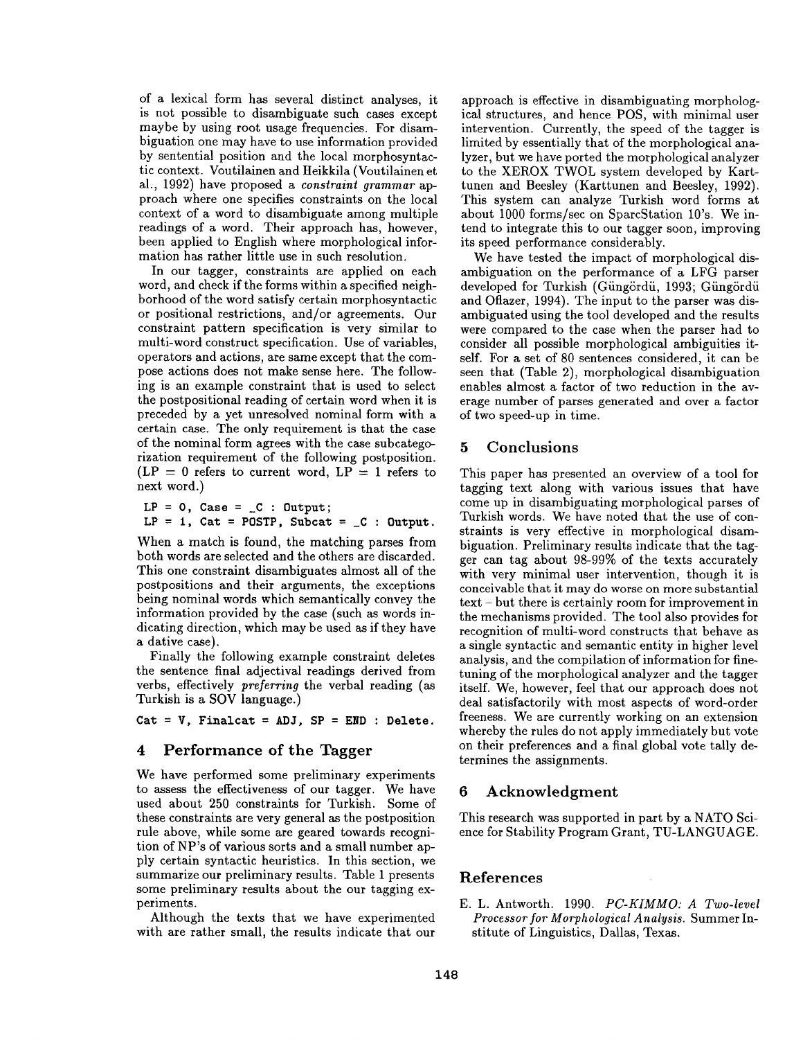of a lexical form has several distinct analyses, it is not possible to disambiguate such cases except maybe by using root usage frequencies. For disambiguation one may have to use information provided by sentential position and the local morphosyntactic context. Voutilainen and Heikkila (Voutilainen et al., 1992) have proposed a *constraint grammar* approach where one specifies constraints on the local context of a word to disambiguate among multiple readings of a word. Their approach has, however, been applied to English where morphological information has rather little use in such resolution.

In our tagger, constraints are applied on each word, and check if the forms within a specified neighborhood of the word satisfy certain morphosyntactic or positional restrictions, and/or agreements. Our constraint pattern specification is very similar to multi-word construct specification. Use of variables, operators and actions, are same except that the compose actions does not make sense here. The following is an example constraint that is used to select the postpositional reading of certain word when it is preceded by a yet unresolved nominal form with a certain case. The only requirement is that the case of the nominal form agrees with the case subcategorization requirement of the following postposition. (LP = 0 refers to current word, LP = 1 refers to next word.)

```
LP = 0, Case = _C : Output;
LP = 1, Cat = POSTP, Subcat = _C : Output.
```

When a match is found, the matching parses from both words are selected and the others are discarded. This one constraint disambiguates almost all of the postpositions and their arguments, the exceptions being nominal words which semantically convey the information provided by the case (such as words indicating direction, which may be used as if they have a dative case).

Finally the following example constraint deletes the sentence final adjectival readings derived from verbs, effectively *preferring* the verbal reading (as Turkish is a SOV language.)

```
Cat = V, Finalcat = ADJ, SP = END : Delete.
```

## 4 Performance of the Tagger

We have performed some preliminary experiments to assess the effectiveness of our tagger. We have used about 250 constraints for Turkish. Some of these constraints are very general as the postposition rule above, while some are geared towards recognition of NP's of various sorts and a small number apply certain syntactic heuristics. In this section, we summarize our preliminary results. Table 1 presents some preliminary results about the our tagging experiments.

Although the texts that we have experimented with are rather small, the results indicate that our approach is effective in disambiguating morphological structures, and hence POS, with minimal user intervention. Currently, the speed of the tagger is limited by essentially that of the morphological analyzer, but we have ported the morphological analyzer to the XEROX TWOL system developed by Karttunen and Beesley (Karttunen and Beesley, 1992). This system can analyze Turkish word forms at about 1000 forms/sec on SparcStation 10's. We intend to integrate this to our tagger soon, improving its speed performance considerably.

We have tested the impact of morphological disambiguation on the performance of a LFG parser developed for Turkish (Güngördü, 1993; Güngördü and Oflazer, 1994). The input to the parser was disambiguated using the tool developed and the results were compared to the case when the parser had to consider all possible morphological ambiguities itself. For a set of 80 sentences considered, it can be seen that (Table 2), morphological disambiguation enables almost a factor of two reduction in the average number of parses generated and over a factor of two speed-up in time.

## 5 Conclusions

This paper has presented an overview of a tool for tagging text along with various issues that have come up in disambiguating morphological parses of Turkish words. We have noted that the use of constraints is very effective in morphological disambiguation. Preliminary results indicate that the tagger can tag about 98-99% of the texts accurately with very minimal user intervention, though it is conceivable that it may do worse on more substantial text – but there is certainly room for improvement in the mechanisms provided. The tool also provides for recognition of multi-word constructs that behave as a single syntactic and semantic entity in higher level analysis, and the compilation of information for fine-tuning of the morphological analyzer and the tagger itself. We, however, feel that our approach does not deal satisfactorily with most aspects of word-order freeness. We are currently working on an extension whereby the rules do not apply immediately but vote on their preferences and a final global vote tally determines the assignments.

## 6 Acknowledgment

This research was supported in part by a NATO Science for Stability Program Grant, TU-LANGUAGE.

## References

E. L. Antworth. 1990. *PC-KIMMO: A Two-level Processor for Morphological Analysis.* Summer Institute of Linguistics, Dallas, Texas.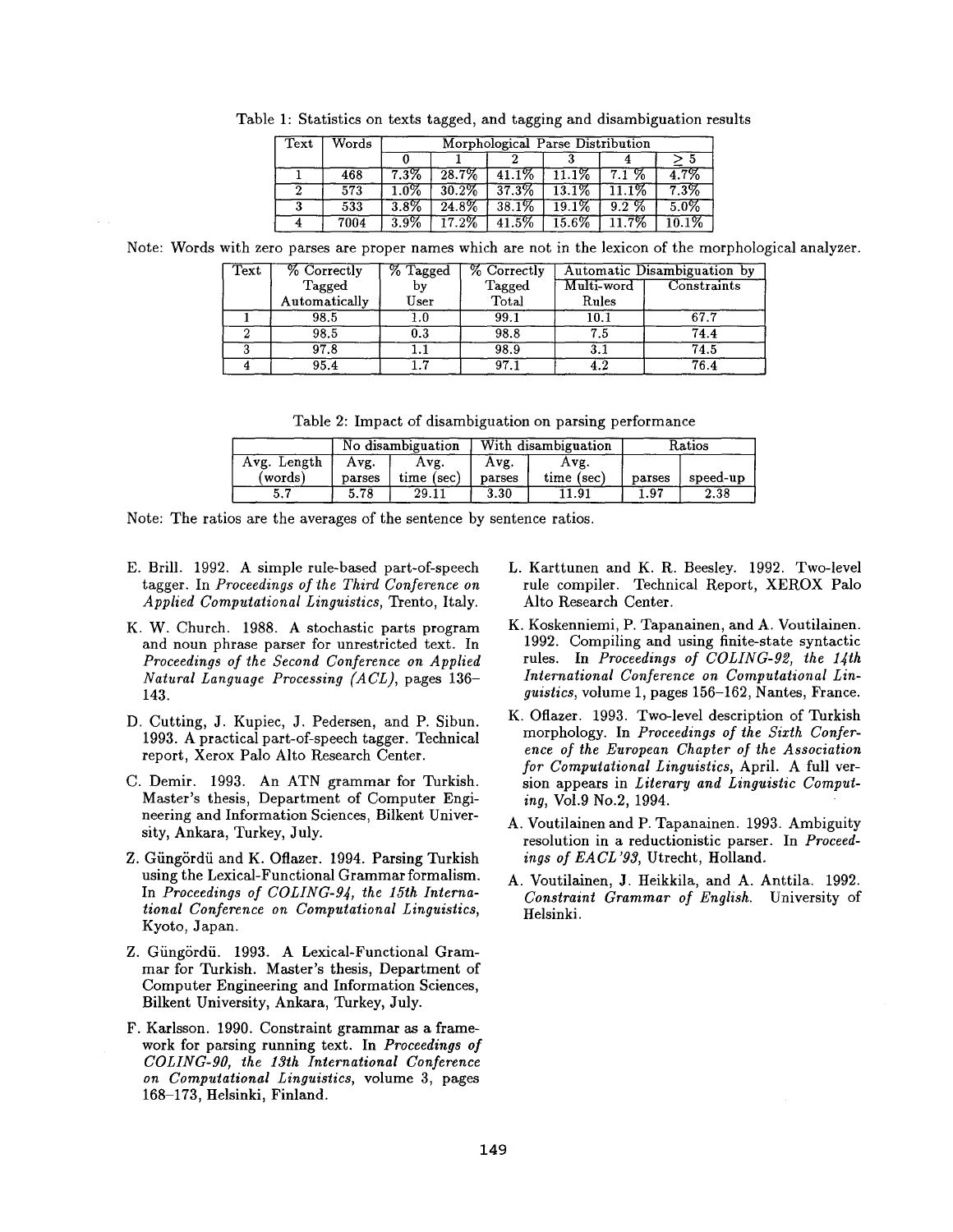Table 1: Statistics on texts tagged, and tagging and disambiguation results

| Text | Words | Morphological Parse Distribution | | | | | |
| --- | --- | --- | --- | --- | --- | --- | --- |
| | | 0 | 1 | 2 | 3 | 4 | $\geq 5$ |
| 1 | 468 | 7.3% | 28.7% | 41.1% | 11.1% | 7.1 % | 4.7% |
| 2 | 573 | 1.0% | 30.2% | 37.3% | 13.1% | 11.1% | 7.3% |
| 3 | 533 | 3.8% | 24.8% | 38.1% | 19.1% | 9.2 % | 5.0% |
| 4 | 7004 | 3.9% | 17.2% | 41.5% | 15.6% | 11.7% | 10.1% |

Note: Words with zero parses are proper names which are not in the lexicon of the morphological analyzer.

| Text | % Correctly Tagged Automatically | % Tagged by User | % Correctly Tagged Total | Automatic Disambiguation by | |
| --- | --- | --- | --- | --- | --- |
| | | | | Multi-word Rules | Constraints |
| 1 | 98.5 | 1.0 | 99.1 | 10.1 | 67.7 |
| 2 | 98.5 | 0.3 | 98.8 | 7.5 | 74.4 |
| 3 | 97.8 | 1.1 | 98.9 | 3.1 | 74.5 |
| 4 | 95.4 | 1.7 | 97.1 | 4.2 | 76.4 |

Table 2: Impact of disambiguation on parsing performance

| | No disambiguation | | With disambiguation | | Ratios | |
| --- | --- | --- | --- | --- | --- | --- |
| Avg. Length (words) | Avg. parses | Avg. time (sec) | Avg. parses | Avg. time (sec) | parses | speed-up |
| 5.7 | 5.78 | 29.11 | 3.30 | 11.91 | 1.97 | 2.38 |

Note: The ratios are the averages of the sentence by sentence ratios.

E. Brill. 1992. A simple rule-based part-of-speech tagger. In *Proceedings of the Third Conference on Applied Computational Linguistics*, Trento, Italy.

K. W. Church. 1988. A stochastic parts program and noun phrase parser for unrestricted text. In *Proceedings of the Second Conference on Applied Natural Language Processing (ACL)*, pages 136–143.

D. Cutting, J. Kupiec, J. Pedersen, and P. Sibun. 1993. A practical part-of-speech tagger. Technical report, Xerox Palo Alto Research Center.

C. Demir. 1993. An ATN grammar for Turkish. Master's thesis, Department of Computer Engineering and Information Sciences, Bilkent University, Ankara, Turkey, July.

Z. Güngördü and K. Oflazer. 1994. Parsing Turkish using the Lexical-Functional Grammar formalism. In *Proceedings of COLING-94, the 15th International Conference on Computational Linguistics*, Kyoto, Japan.

Z. Güngördü. 1993. A Lexical-Functional Grammar for Turkish. Master's thesis, Department of Computer Engineering and Information Sciences, Bilkent University, Ankara, Turkey, July.

F. Karlsson. 1990. Constraint grammar as a framework for parsing running text. In *Proceedings of COLING-90, the 13th International Conference on Computational Linguistics*, volume 3, pages 168–173, Helsinki, Finland.

L. Karttunen and K. R. Beesley. 1992. Two-level rule compiler. Technical Report, XEROX Palo Alto Research Center.

K. Koskenniemi, P. Tapanainen, and A. Voutilainen. 1992. Compiling and using finite-state syntactic rules. In *Proceedings of COLING-92, the 14th International Conference on Computational Linguistics*, volume 1, pages 156–162, Nantes, France.

K. Oflazer. 1993. Two-level description of Turkish morphology. In *Proceedings of the Sixth Conference of the European Chapter of the Association for Computational Linguistics*, April. A full version appears in *Literary and Linguistic Computing*, Vol.9 No.2, 1994.

A. Voutilainen and P. Tapanainen. 1993. Ambiguity resolution in a reductionistic parser. In *Proceedings of EACL'93*, Utrecht, Holland.

A. Voutilainen, J. Heikkila, and A. Anttila. 1992. *Constraint Grammar of English*. University of Helsinki.